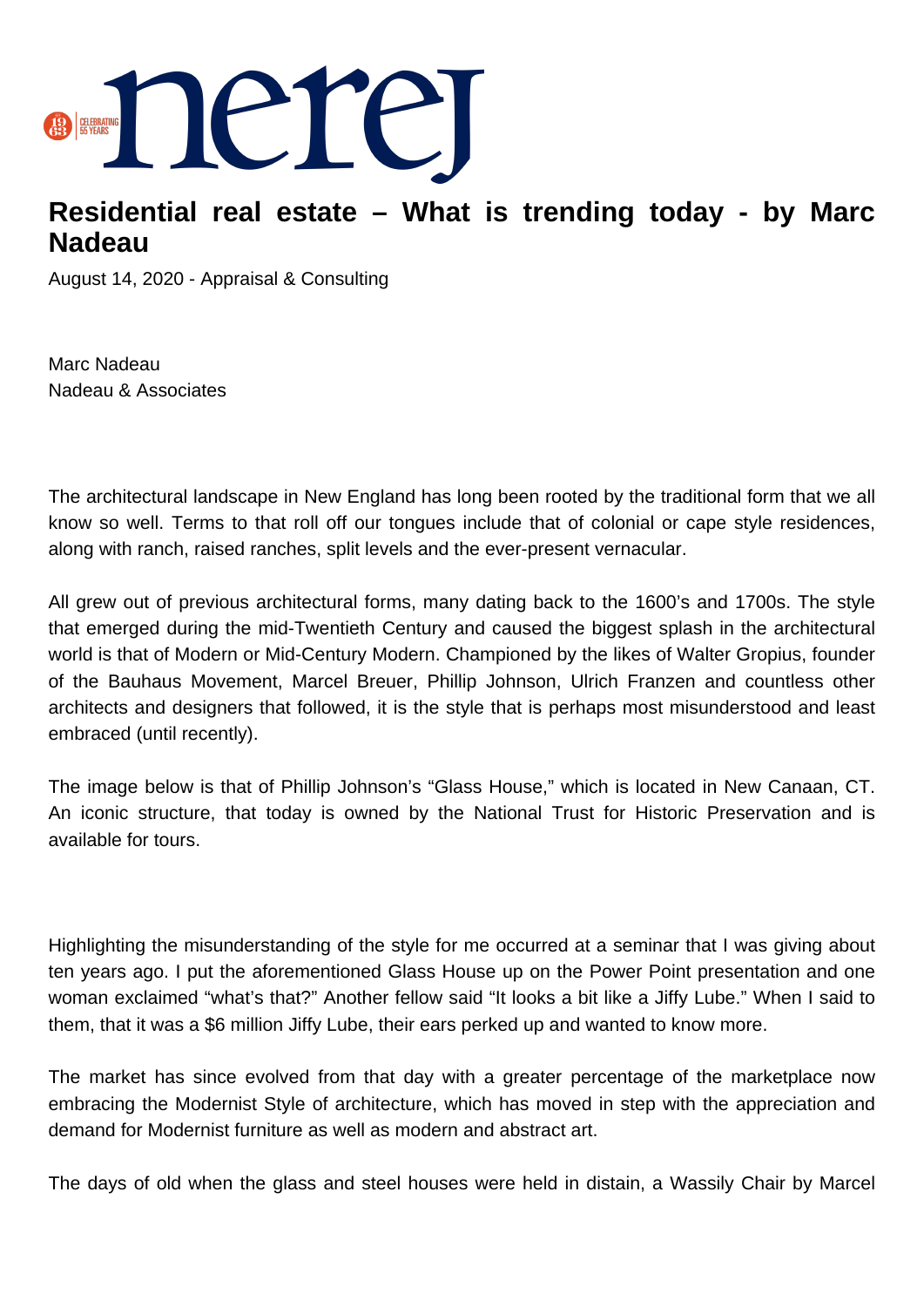# Residential real estate – What is trending today - by Marc Nadeau

August 14, 2020 - Appraisal & Consulting

Marc Nadeau
Nadeau & Associates

The architectural landscape in New England has long been rooted by the traditional form that we all know so well. Terms to that roll off our tongues include that of colonial or cape style residences, along with ranch, raised ranches, split levels and the ever-present vernacular.

All grew out of previous architectural forms, many dating back to the 1600's and 1700s. The style that emerged during the mid-Twentieth Century and caused the biggest splash in the architectural world is that of Modern or Mid-Century Modern. Championed by the likes of Walter Gropius, founder of the Bauhaus Movement, Marcel Breuer, Phillip Johnson, Ulrich Franzen and countless other architects and designers that followed, it is the style that is perhaps most misunderstood and least embraced (until recently).

The image below is that of Phillip Johnson's "Glass House," which is located in New Canaan, CT. An iconic structure, that today is owned by the National Trust for Historic Preservation and is available for tours.

Highlighting the misunderstanding of the style for me occurred at a seminar that I was giving about ten years ago. I put the aforementioned Glass House up on the Power Point presentation and one woman exclaimed "what's that?" Another fellow said "It looks a bit like a Jiffy Lube." When I said to them, that it was a $6 million Jiffy Lube, their ears perked up and wanted to know more.

The market has since evolved from that day with a greater percentage of the marketplace now embracing the Modernist Style of architecture, which has moved in step with the appreciation and demand for Modernist furniture as well as modern and abstract art.

The days of old when the glass and steel houses were held in distain, a Wassily Chair by Marcel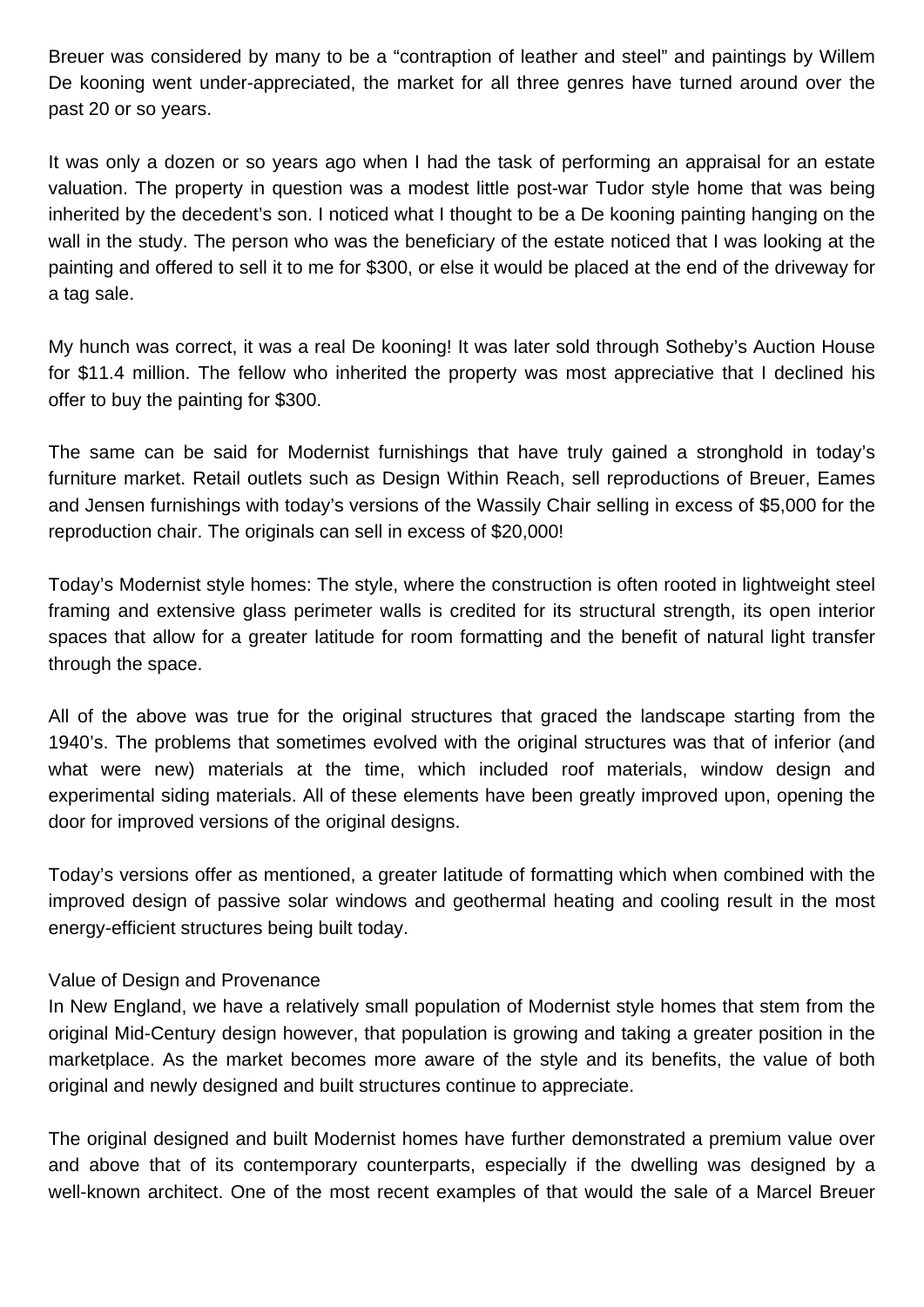Breuer was considered by many to be a “contraption of leather and steel” and paintings by Willem De kooning went under-appreciated, the market for all three genres have turned around over the past 20 or so years.

It was only a dozen or so years ago when I had the task of performing an appraisal for an estate valuation. The property in question was a modest little post-war Tudor style home that was being inherited by the decedent’s son. I noticed what I thought to be a De kooning painting hanging on the wall in the study. The person who was the beneficiary of the estate noticed that I was looking at the painting and offered to sell it to me for $300, or else it would be placed at the end of the driveway for a tag sale.

My hunch was correct, it was a real De kooning! It was later sold through Sotheby’s Auction House for $11.4 million. The fellow who inherited the property was most appreciative that I declined his offer to buy the painting for $300.

The same can be said for Modernist furnishings that have truly gained a stronghold in today’s furniture market. Retail outlets such as Design Within Reach, sell reproductions of Breuer, Eames and Jensen furnishings with today’s versions of the Wassily Chair selling in excess of $5,000 for the reproduction chair. The originals can sell in excess of $20,000!

Today’s Modernist style homes: The style, where the construction is often rooted in lightweight steel framing and extensive glass perimeter walls is credited for its structural strength, its open interior spaces that allow for a greater latitude for room formatting and the benefit of natural light transfer through the space.

All of the above was true for the original structures that graced the landscape starting from the 1940’s. The problems that sometimes evolved with the original structures was that of inferior (and what were new) materials at the time, which included roof materials, window design and experimental siding materials. All of these elements have been greatly improved upon, opening the door for improved versions of the original designs.

Today’s versions offer as mentioned, a greater latitude of formatting which when combined with the improved design of passive solar windows and geothermal heating and cooling result in the most energy-efficient structures being built today.

## Value of Design and Provenance

In New England, we have a relatively small population of Modernist style homes that stem from the original Mid-Century design however, that population is growing and taking a greater position in the marketplace. As the market becomes more aware of the style and its benefits, the value of both original and newly designed and built structures continue to appreciate.

The original designed and built Modernist homes have further demonstrated a premium value over and above that of its contemporary counterparts, especially if the dwelling was designed by a well-known architect. One of the most recent examples of that would the sale of a Marcel Breuer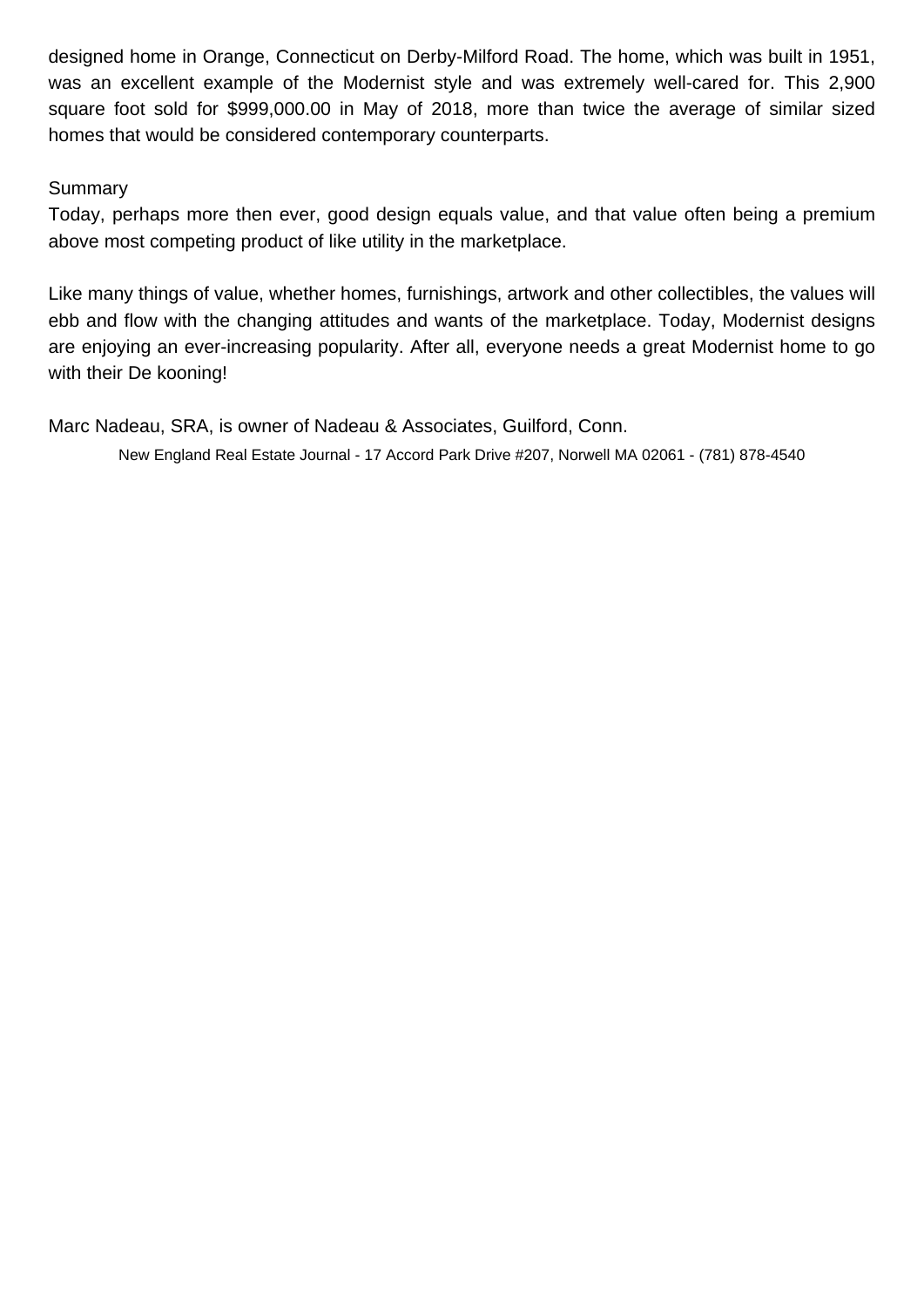designed home in Orange, Connecticut on Derby-Milford Road. The home, which was built in 1951, was an excellent example of the Modernist style and was extremely well-cared for. This 2,900 square foot sold for $999,000.00 in May of 2018, more than twice the average of similar sized homes that would be considered contemporary counterparts.

Summary

Today, perhaps more then ever, good design equals value, and that value often being a premium above most competing product of like utility in the marketplace.

Like many things of value, whether homes, furnishings, artwork and other collectibles, the values will ebb and flow with the changing attitudes and wants of the marketplace. Today, Modernist designs are enjoying an ever-increasing popularity. After all, everyone needs a great Modernist home to go with their De kooning!

Marc Nadeau, SRA, is owner of Nadeau & Associates, Guilford, Conn.